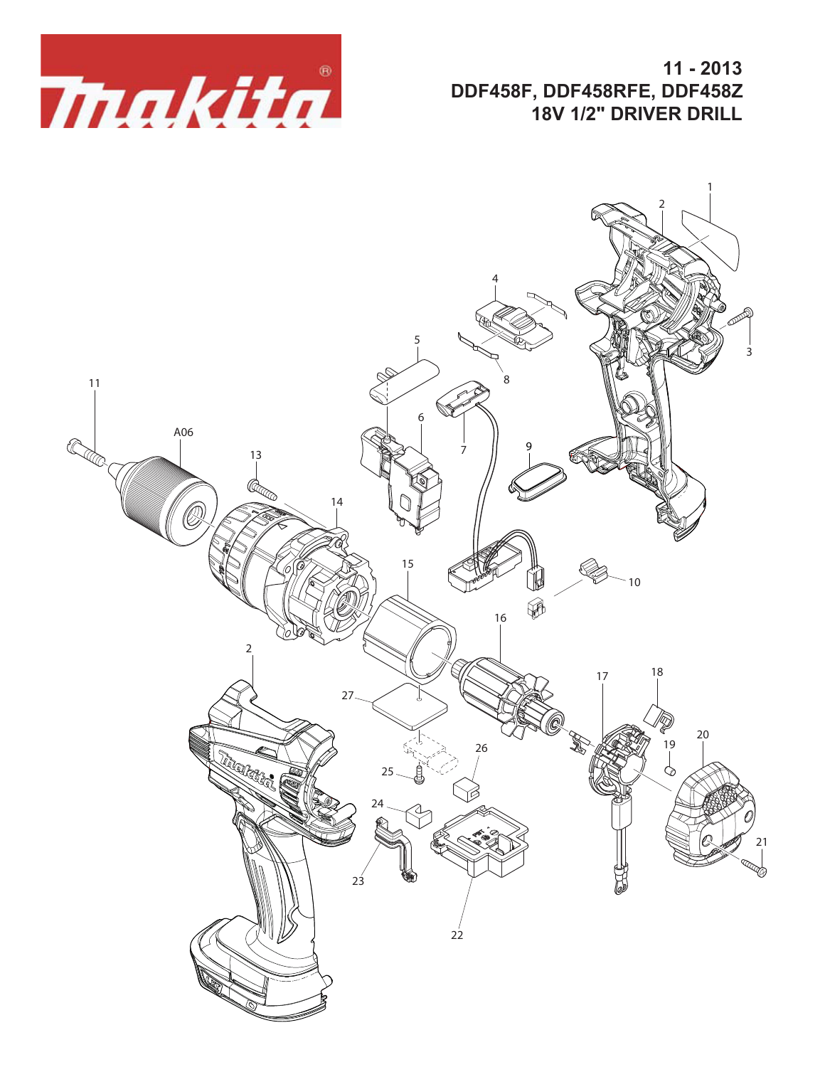# 11 - 2013

## DDF458F, DDF458RFE, DDF458Z

## 18V 1/2" DRIVER DRILL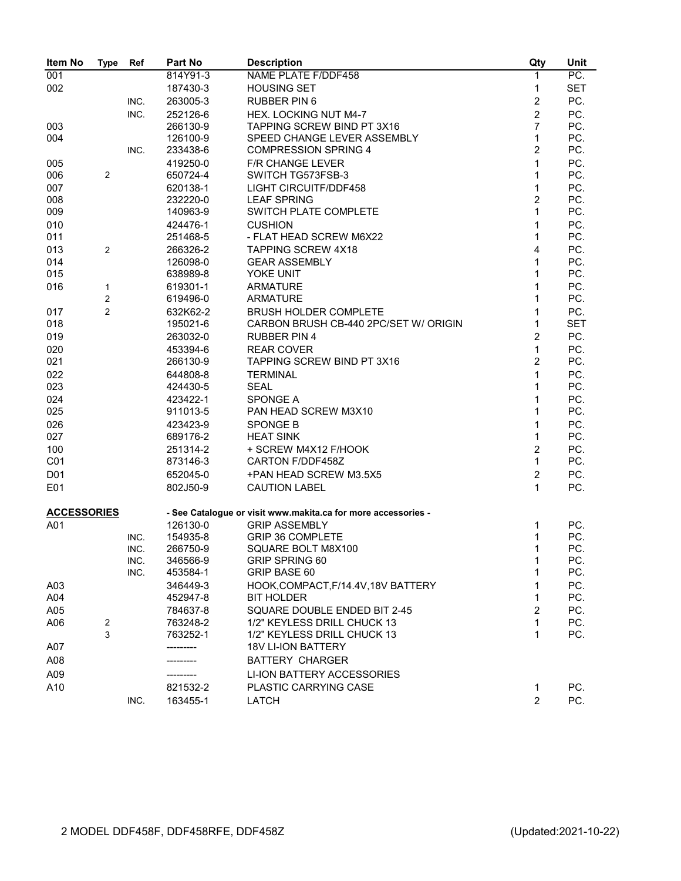| Item No | Type | Ref | Part No | Description | Qty | Unit |
|---|---|---|---|---|---|---|
| 001 | | | 814Y91-3 | NAME PLATE F/DDF458 | 1 | PC. |
| 002 | | | 187430-3 | HOUSING SET | 1 | SET |
| | | INC. | 263005-3 | RUBBER PIN 6 | 2 | PC. |
| | | INC. | 252126-6 | HEX. LOCKING NUT M4-7 | 2 | PC. |
| 003 | | | 266130-9 | TAPPING SCREW BIND PT 3X16 | 7 | PC. |
| 004 | | | 126100-9 | SPEED CHANGE LEVER ASSEMBLY | 1 | PC. |
| | | INC. | 233438-6 | COMPRESSION SPRING 4 | 2 | PC. |
| 005 | | | 419250-0 | F/R CHANGE LEVER | 1 | PC. |
| 006 | 2 | | 650724-4 | SWITCH TG573FSB-3 | 1 | PC. |
| 007 | | | 620138-1 | LIGHT CIRCUITF/DDF458 | 1 | PC. |
| 008 | | | 232220-0 | LEAF SPRING | 2 | PC. |
| 009 | | | 140963-9 | SWITCH PLATE COMPLETE | 1 | PC. |
| 010 | | | 424476-1 | CUSHION | 1 | PC. |
| 011 | | | 251468-5 | - FLAT HEAD SCREW M6X22 | 1 | PC. |
| 013 | 2 | | 266326-2 | TAPPING SCREW 4X18 | 4 | PC. |
| 014 | | | 126098-0 | GEAR ASSEMBLY | 1 | PC. |
| 015 | | | 638989-8 | YOKE UNIT | 1 | PC. |
| 016 | 1 | | 619301-1 | ARMATURE | 1 | PC. |
| | 2 | | 619496-0 | ARMATURE | 1 | PC. |
| 017 | 2 | | 632K62-2 | BRUSH HOLDER COMPLETE | 1 | PC. |
| 018 | | | 195021-6 | CARBON BRUSH CB-440 2PC/SET W/ ORIGIN | 1 | SET |
| 019 | | | 263032-0 | RUBBER PIN 4 | 2 | PC. |
| 020 | | | 453394-6 | REAR COVER | 1 | PC. |
| 021 | | | 266130-9 | TAPPING SCREW BIND PT 3X16 | 2 | PC. |
| 022 | | | 644808-8 | TERMINAL | 1 | PC. |
| 023 | | | 424430-5 | SEAL | 1 | PC. |
| 024 | | | 423422-1 | SPONGE A | 1 | PC. |
| 025 | | | 911013-5 | PAN HEAD SCREW M3X10 | 1 | PC. |
| 026 | | | 423423-9 | SPONGE B | 1 | PC. |
| 027 | | | 689176-2 | HEAT SINK | 1 | PC. |
| 100 | | | 251314-2 | + SCREW M4X12 F/HOOK | 2 | PC. |
| C01 | | | 873146-3 | CARTON F/DDF458Z | 1 | PC. |
| D01 | | | 652045-0 | +PAN HEAD SCREW M3.5X5 | 2 | PC. |
| E01 | | | 802J50-9 | CAUTION LABEL | 1 | PC. |
| **ACCESSORIES** | | | | **- See Catalogue or visit www.makita.ca for more accessories -** | | |
| A01 | | | 126130-0 | GRIP ASSEMBLY | 1 | PC. |
| | | INC. | 154935-8 | GRIP 36 COMPLETE | 1 | PC. |
| | | INC. | 266750-9 | SQUARE BOLT M8X100 | 1 | PC. |
| | | INC. | 346566-9 | GRIP SPRING 60 | 1 | PC. |
| | | INC. | 453584-1 | GRIP BASE 60 | 1 | PC. |
| A03 | | | 346449-3 | HOOK,COMPACT,F/14.4V,18V BATTERY | 1 | PC. |
| A04 | | | 452947-8 | BIT HOLDER | 1 | PC. |
| A05 | | | 784637-8 | SQUARE DOUBLE ENDED BIT 2-45 | 2 | PC. |
| A06 | 2 | | 763248-2 | 1/2" KEYLESS DRILL CHUCK 13 | 1 | PC. |
| | 3 | | 763252-1 | 1/2" KEYLESS DRILL CHUCK 13 | 1 | PC. |
| A07 | | | --------- | 18V LI-ION BATTERY | | |
| A08 | | | --------- | BATTERY CHARGER | | |
| A09 | | | --------- | LI-ION BATTERY ACCESSORIES | | |
| A10 | | | 821532-2 | PLASTIC CARRYING CASE | 1 | PC. |
| | | INC. | 163455-1 | LATCH | 2 | PC. |

MODEL DDF458F, DDF458RFE, DDF458Z (Updated:2021-10-22)